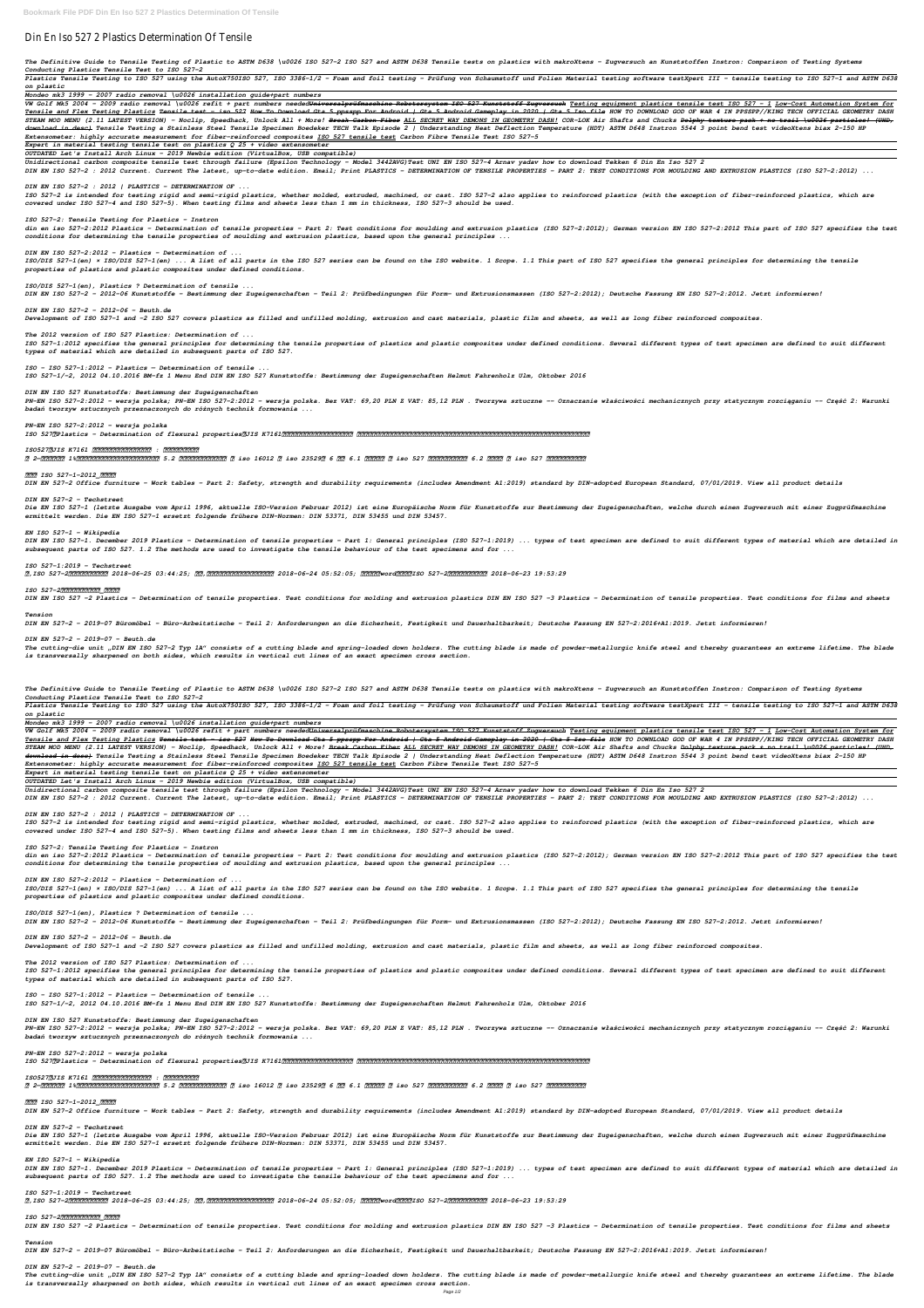# Din En Iso 527 2 Plastics Determination Of Tensile

*The Definitive Guide to Tensile Testing of Plastic to ASTM D638 \u0026 ISO 527-2 ISO 527 and ASTM D638 Tensile tests on plastics with makroXtens - Zugversuch an Kunststoffen Instron: Comparison of Testing Systems Conducting Plastics Tensile Test to ISO 527-2*

*Plastics Tensile Testing to ISO 527 using the AutoX750ISO 527, ISO 3386-1/2 - Foam and foil testing - Prüfung von Schaumstoff und Folien Material testing software testXpert III - tensile testing to ISO 527-1 and ASTM D638 on plastic*

*Mondeo mk3 1999 - 2007 radio removal \u0026 installation guide+part numbers*

*VW Golf Mk5 2004 - 2009 radio removal \u0026 refit + part numbers needed~~Universalprüfmaschine Robotersystem ISO 527 Kunststoff Zugversuch~~ Testing equipment plastics tensile test ISO 527 - 1 Low-Cost Automation System for Tensile and Flex Testing Plastics Tensile test - iso 527 How To Download Gta 5 ppsspp For Android | Gta 5 Android Gameplay in 2020 | Gta 5 Iso file HOW TO DOWNLOAD GOD OF WAR 4 IN PPSSPP//KING TECH OFFICIAL GEOMETRY DASH STEAM MOD MENU (2.11 LATEST VERSION) - Noclip, Speedhack, Unlock All + More! Break Carbon Fiber ALL SECRET WAY DEMONS IN GEOMETRY DASH! COR-LOK Air Shafts and Chucks Dolphy texture pack + no trail \u0026 particles! (UHD, download in desc) Tensile Testing a Stainless Steel Tensile Specimen Boedeker TECH Talk Episode 2 | Understanding Heat Deflection Temperature (HDT) ASTM D648 Instron 5544 3 point bend test videoXtens biax 2-150 HP Extensometer: highly accurate measurement for fiber-reinforced composites ISO 527 tensile test Carbon Fibre Tensile Test ISO 527-5*

*Expert in material testing tensile test on plastics @ 25 + video extensometer*

*OUTDATED Let's Install Arch Linux - 2019 Newbie edition (VirtualBox, USB compatible)*

*Unidirectional carbon composite tensile test through failure (Epsilon Technology - Model 3442AVG)Test UNI EN ISO 527-4 Arnav yadav how to download Tekken 6 Din En Iso 527 2*

*DIN EN ISO 527-2 : 2012 Current. Current The latest, up-to-date edition. Email; Print PLASTICS - DETERMINATION OF TENSILE PROPERTIES - PART 2: TEST CONDITIONS FOR MOULDING AND EXTRUSION PLASTICS (ISO 527-2:2012) ...*

*DIN EN ISO 527-2 : 2012 | PLASTICS - DETERMINATION OF ...*

*ISO 527-2 is intended for testing rigid and semi-rigid plastics, whether molded, extruded, machined, or cast. ISO 527-2 also applies to reinforced plastics (with the exception of fiber-reinforced plastics, which are covered under ISO 527-4 and ISO 527-5). When testing films and sheets less than 1 mm in thickness, ISO 527-3 should be used.*

*ISO 527-2: Tensile Testing for Plastics - Instron*

*din en iso 527-2:2012 Plastics - Determination of tensile properties - Part 2: Test conditions for moulding and extrusion plastics (ISO 527-2:2012); German version EN ISO 527-2:2012 This part of ISO 527 specifies the test conditions for determining the tensile properties of moulding and extrusion plastics, based upon the general principles ...*

*DIN EN ISO 527-2:2012 - Plastics - Determination of ...*

*ISO/DIS 527-1(en) × ISO/DIS 527-1(en) ... A list of all parts in the ISO 527 series can be found on the ISO website. 1 Scope. 1.1 This part of ISO 527 specifies the general principles for determining the tensile properties of plastics and plastic composites under defined conditions.*

*ISO/DIS 527-1(en), Plastics ? Determination of tensile ...*

*DIN EN ISO 527-2 - 2012-06 Kunststoffe - Bestimmung der Zugeigenschaften - Teil 2: Prüfbedingungen für Form- und Extrusionsmassen (ISO 527-2:2012); Deutsche Fassung EN ISO 527-2:2012. Jetzt informieren!*

*DIN EN ISO 527-2 - 2012-06 - Beuth.de*

*Development of ISO 527-1 and -2 ISO 527 covers plastics as filled and unfilled molding, extrusion and cast materials, plastic film and sheets, as well as long fiber reinforced composites.*

*The 2012 version of ISO 527 Plastics: Determination of ...*

*ISO 527-1:2012 specifies the general principles for determining the tensile properties of plastics and plastic composites under defined conditions. Several different types of test specimen are defined to suit different types of material which are detailed in subsequent parts of ISO 527.*

*ISO - ISO 527-1:2012 - Plastics — Determination of tensile ...*

*ISO 527-1/-2, 2012 04.10.2016 BM-fs 1 Menu End DIN EN ISO 527 Kunststoffe: Bestimmung der Zugeigenschaften Helmut Fahrenholz Ulm, Oktober 2016*

*DIN EN ISO 527 Kunststoffe: Bestimmung der Zugeigenschaften*

*PN-EN ISO 527-2:2012 - wersja polska; PN-EN ISO 527-2:2012 - wersja polska. Bez VAT: 69,20 PLN Z VAT: 85,12 PLN . Tworzywa sztuczne -- Oznaczanie właściwości mechanicznych przy statycznym rozciąganiu -- Część 2: Warunki badań tworzyw sztucznych przeznaczonych do różnych technik formowania ...*

*PN-EN ISO 527-2:2012 - wersja polska*

*ISO 527・Plastics - Determination of flexural properties・JIS K7161*

*ISO527・JIS K7161*

*2-* *1* *5.2* *iso 16012* *iso 23529* *6* *6.1* *iso 527* *6.2* *iso 527*

*ISO 527-1-2012*

*DIN EN 527-2 Office furniture - Work tables - Part 2: Safety, strength and durability requirements (includes Amendment A1:2019) standard by DIN-adopted European Standard, 07/01/2019. View all product details*

*DIN EN 527-2 - Techstreet*

*Die EN ISO 527-1 (letzte Ausgabe vom April 1996, aktuelle ISO-Version Februar 2012) ist eine Europäische Norm für Kunststoffe zur Bestimmung der Zugeigenschaften, welche durch einen Zugversuch mit einer Zugprüfmaschine ermittelt werden. Die EN ISO 527-1 ersetzt folgende frühere DIN-Normen: DIN 53371, DIN 53455 und DIN 53457.*

*EN ISO 527-1 – Wikipedia*

*DIN EN ISO 527-1. December 2019 Plastics - Determination of tensile properties - Part 1: General principles (ISO 527-1:2019) ... types of test specimen are defined to suit different types of material which are detailed in subsequent parts of ISO 527. 1.2 The methods are used to investigate the tensile behaviour of the test specimens and for ...*

*ISO 527-1:2019 - Techstreet*

*ISO 527-2* *2018-06-25 03:44:25;* *2018-06-24 05:52:05;* *word* *ISO 527-2* *2018-06-23 19:53:29*

*ISO 527-2*

*DIN EN ISO 527 -2 Plastics - Determination of tensile properties. Test conditions for molding and extrusion plastics DIN EN ISO 527 -3 Plastics - Determination of tensile properties. Test conditions for films and sheets*

*Tension*

*DIN EN 527-2 - 2019-07 Büromöbel - Büro-Arbeitstische - Teil 2: Anforderungen an die Sicherheit, Festigkeit und Dauerhaltbarkeit; Deutsche Fassung EN 527-2:2016+A1:2019. Jetzt informieren!*

*DIN EN 527-2 - 2019-07 - Beuth.de*

*The cutting-die unit „DIN EN ISO 527-2 Typ 1A" consists of a cutting blade and spring-loaded down holders. The cutting blade is made of powder-metallurgic knife steel and thereby guarantees an extreme lifetime. The blade is transversally sharpened on both sides, which results in vertical cut lines of an exact specimen cross section.*

*The Definitive Guide to Tensile Testing of Plastic to ASTM D638 \u0026 ISO 527-2 ISO 527 and ASTM D638 Tensile tests on plastics with makroXtens - Zugversuch an Kunststoffen Instron: Comparison of Testing Systems Conducting Plastics Tensile Test to ISO 527-2*

*Plastics Tensile Testing to ISO 527 using the AutoX750ISO 527, ISO 3386-1/2 - Foam and foil testing - Prüfung von Schaumstoff und Folien Material testing software testXpert III - tensile testing to ISO 527-1 and ASTM D638 on plastic*

*Mondeo mk3 1999 - 2007 radio removal \u0026 installation guide+part numbers*

*VW Golf Mk5 2004 - 2009 radio removal \u0026 refit + part numbers needed~~Universalprüfmaschine Robotersystem ISO 527 Kunststoff Zugversuch~~ Testing equipment plastics tensile test ISO 527 - 1 Low-Cost Automation System for Tensile and Flex Testing Plastics Tensile test - iso 527 How To Download Gta 5 ppsspp For Android | Gta 5 Android Gameplay in 2020 | Gta 5 Iso file HOW TO DOWNLOAD GOD OF WAR 4 IN PPSSPP//KING TECH OFFICIAL GEOMETRY DASH STEAM MOD MENU (2.11 LATEST VERSION) - Noclip, Speedhack, Unlock All + More! Break Carbon Fiber ALL SECRET WAY DEMONS IN GEOMETRY DASH! COR-LOK Air Shafts and Chucks Dolphy texture pack + no trail \u0026 particles! (UHD, download in desc) Tensile Testing a Stainless Steel Tensile Specimen Boedeker TECH Talk Episode 2 | Understanding Heat Deflection Temperature (HDT) ASTM D648 Instron 5544 3 point bend test videoXtens biax 2-150 HP Extensometer: highly accurate measurement for fiber-reinforced composites ISO 527 tensile test Carbon Fibre Tensile Test ISO 527-5*

*Expert in material testing tensile test on plastics @ 25 + video extensometer*

*OUTDATED Let's Install Arch Linux - 2019 Newbie edition (VirtualBox, USB compatible)*

*Unidirectional carbon composite tensile test through failure (Epsilon Technology - Model 3442AVG)Test UNI EN ISO 527-4 Arnav yadav how to download Tekken 6 Din En Iso 527 2*

*DIN EN ISO 527-2 : 2012 Current. Current The latest, up-to-date edition. Email; Print PLASTICS - DETERMINATION OF TENSILE PROPERTIES - PART 2: TEST CONDITIONS FOR MOULDING AND EXTRUSION PLASTICS (ISO 527-2:2012) ...*

*DIN EN ISO 527-2 : 2012 | PLASTICS - DETERMINATION OF ...*

*ISO 527-2 is intended for testing rigid and semi-rigid plastics, whether molded, extruded, machined, or cast. ISO 527-2 also applies to reinforced plastics (with the exception of fiber-reinforced plastics, which are covered under ISO 527-4 and ISO 527-5). When testing films and sheets less than 1 mm in thickness, ISO 527-3 should be used.*

*ISO 527-2: Tensile Testing for Plastics - Instron*

*din en iso 527-2:2012 Plastics - Determination of tensile properties - Part 2: Test conditions for moulding and extrusion plastics (ISO 527-2:2012); German version EN ISO 527-2:2012 This part of ISO 527 specifies the test conditions for determining the tensile properties of moulding and extrusion plastics, based upon the general principles ...*

*DIN EN ISO 527-2:2012 - Plastics - Determination of ...*

*ISO/DIS 527-1(en) × ISO/DIS 527-1(en) ... A list of all parts in the ISO 527 series can be found on the ISO website. 1 Scope. 1.1 This part of ISO 527 specifies the general principles for determining the tensile properties of plastics and plastic composites under defined conditions.*

*ISO/DIS 527-1(en), Plastics ? Determination of tensile ...*

*DIN EN ISO 527-2 - 2012-06 Kunststoffe - Bestimmung der Zugeigenschaften - Teil 2: Prüfbedingungen für Form- und Extrusionsmassen (ISO 527-2:2012); Deutsche Fassung EN ISO 527-2:2012. Jetzt informieren!*

*DIN EN ISO 527-2 - 2012-06 - Beuth.de*

*Development of ISO 527-1 and -2 ISO 527 covers plastics as filled and unfilled molding, extrusion and cast materials, plastic film and sheets, as well as long fiber reinforced composites.*

*The 2012 version of ISO 527 Plastics: Determination of ...*

*ISO 527-1:2012 specifies the general principles for determining the tensile properties of plastics and plastic composites under defined conditions. Several different types of test specimen are defined to suit different types of material which are detailed in subsequent parts of ISO 527.*

*ISO - ISO 527-1:2012 - Plastics — Determination of tensile ...*

*ISO 527-1/-2, 2012 04.10.2016 BM-fs 1 Menu End DIN EN ISO 527 Kunststoffe: Bestimmung der Zugeigenschaften Helmut Fahrenholz Ulm, Oktober 2016*

*DIN EN ISO 527 Kunststoffe: Bestimmung der Zugeigenschaften*

*PN-EN ISO 527-2:2012 - wersja polska; PN-EN ISO 527-2:2012 - wersja polska. Bez VAT: 69,20 PLN Z VAT: 85,12 PLN . Tworzywa sztuczne -- Oznaczanie właściwości mechanicznych przy statycznym rozciąganiu -- Część 2: Warunki badań tworzyw sztucznych przeznaczonych do różnych technik formowania ...*

*PN-EN ISO 527-2:2012 - wersja polska*

*ISO 527・Plastics - Determination of flexural properties・JIS K7161*

*ISO527・JIS K7161*

*2-* *1* *5.2* *iso 16012* *iso 23529* *6* *6.1* *iso 527* *6.2* *iso 527*

*ISO 527-1-2012*

*DIN EN 527-2 Office furniture - Work tables - Part 2: Safety, strength and durability requirements (includes Amendment A1:2019) standard by DIN-adopted European Standard, 07/01/2019. View all product details*

*DIN EN 527-2 - Techstreet*

*Die EN ISO 527-1 (letzte Ausgabe vom April 1996, aktuelle ISO-Version Februar 2012) ist eine Europäische Norm für Kunststoffe zur Bestimmung der Zugeigenschaften, welche durch einen Zugversuch mit einer Zugprüfmaschine ermittelt werden. Die EN ISO 527-1 ersetzt folgende frühere DIN-Normen: DIN 53371, DIN 53455 und DIN 53457.*

*EN ISO 527-1 – Wikipedia*

*DIN EN ISO 527-1. December 2019 Plastics - Determination of tensile properties - Part 1: General principles (ISO 527-1:2019) ... types of test specimen are defined to suit different types of material which are detailed in subsequent parts of ISO 527. 1.2 The methods are used to investigate the tensile behaviour of the test specimens and for ...*

*ISO 527-1:2019 - Techstreet*

*ISO 527-2* *2018-06-25 03:44:25;* *2018-06-24 05:52:05;* *word* *ISO 527-2* *2018-06-23 19:53:29*

*ISO 527-2*

*DIN EN ISO 527 -2 Plastics - Determination of tensile properties. Test conditions for molding and extrusion plastics DIN EN ISO 527 -3 Plastics - Determination of tensile properties. Test conditions for films and sheets*

*Tension*

*DIN EN 527-2 - 2019-07 Büromöbel - Büro-Arbeitstische - Teil 2: Anforderungen an die Sicherheit, Festigkeit und Dauerhaltbarkeit; Deutsche Fassung EN 527-2:2016+A1:2019. Jetzt informieren!*

*DIN EN 527-2 - 2019-07 - Beuth.de*

*The cutting-die unit „DIN EN ISO 527-2 Typ 1A" consists of a cutting blade and spring-loaded down holders. The cutting blade is made of powder-metallurgic knife steel and thereby guarantees an extreme lifetime. The blade is transversally sharpened on both sides, which results in vertical cut lines of an exact specimen cross section.*